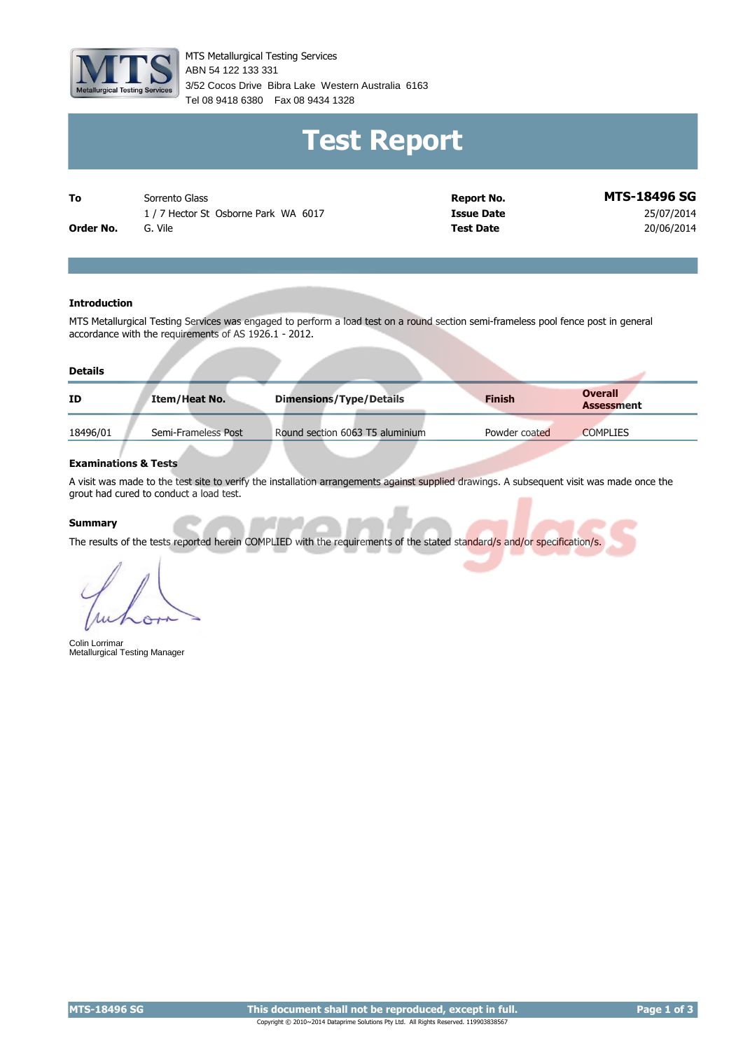MTS Metallurgical Testing Services
ABN 54 122 133 331
3/52 Cocos Drive Bibra Lake Western Australia 6163
Tel 08 9418 6380 Fax 08 9434 1328

# Test Report

| | | | |
|---|---|---|---|
| **To** | Sorrento Glass<br>1 / 7 Hector St Osborne Park WA 6017 | **Report No.** | **MTS-18496 SG** |
| | | **Issue Date** | 25/07/2014 |
| **Order No.** | G. Vile | **Test Date** | 20/06/2014 |

### Introduction

MTS Metallurgical Testing Services was engaged to perform a load test on a round section semi-frameless pool fence post in general accordance with the requirements of AS 1926.1 - 2012.

### Details

| ID | Item/Heat No. | Dimensions/Type/Details | Finish | Overall Assessment |
|---|---|---|---|---|
| 18496/01 | Semi-Frameless Post | Round section 6063 T5 aluminium | Powder coated | COMPLIES |

### Examinations & Tests

A visit was made to the test site to verify the installation arrangements against supplied drawings. A subsequent visit was made once the grout had cured to conduct a load test.

### Summary

The results of the tests reported herein COMPLIED with the requirements of the stated standard/s and/or specification/s.

Colin Lorrimar
Metallurgical Testing Manager

This document shall not be reproduced, except in full.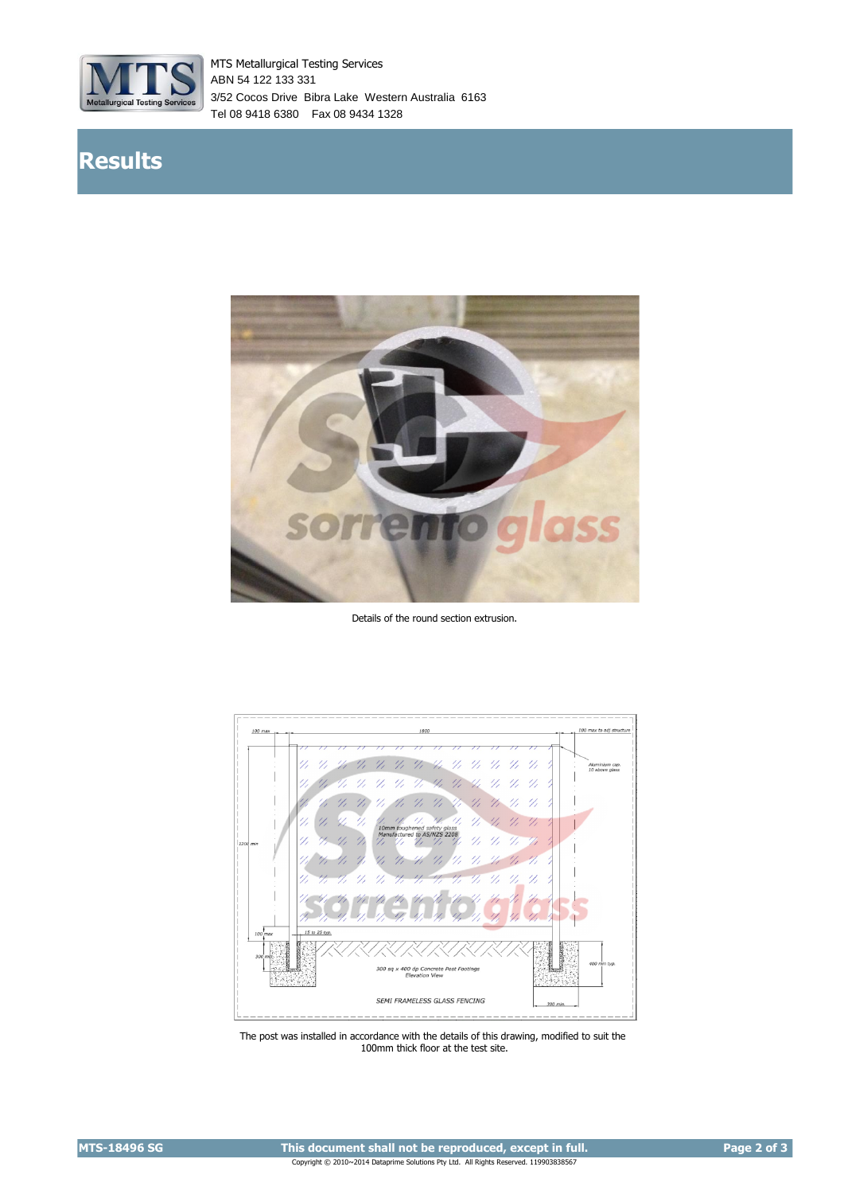MTS Metallurgical Testing Services
ABN 54 122 133 331
3/52 Cocos Drive Bibra Lake Western Australia 6163
Tel 08 9418 6380 Fax 08 9434 1328

# Results

Details of the round section extrusion.

100 max
1800
100 max to adj structure
Aluminium cap.
10 above glass
10mm toughened safety glass
Manufactured to AS/NZS 2208
1200 min
100 max
15 to 25 typ.
300 min
300 sq x 400 dp Concrete Post Footings
Elevation View
400 min typ.
SEMI FRAMELESS GLASS FENCING
300 min.

The post was installed in accordance with the details of this drawing, modified to suit the 100mm thick floor at the test site.

MTS-18496 SG This document shall not be reproduced, except in full.

Copyright © 2010~2014 Dataprime Solutions Pty Ltd. All Rights Reserved. 119903838567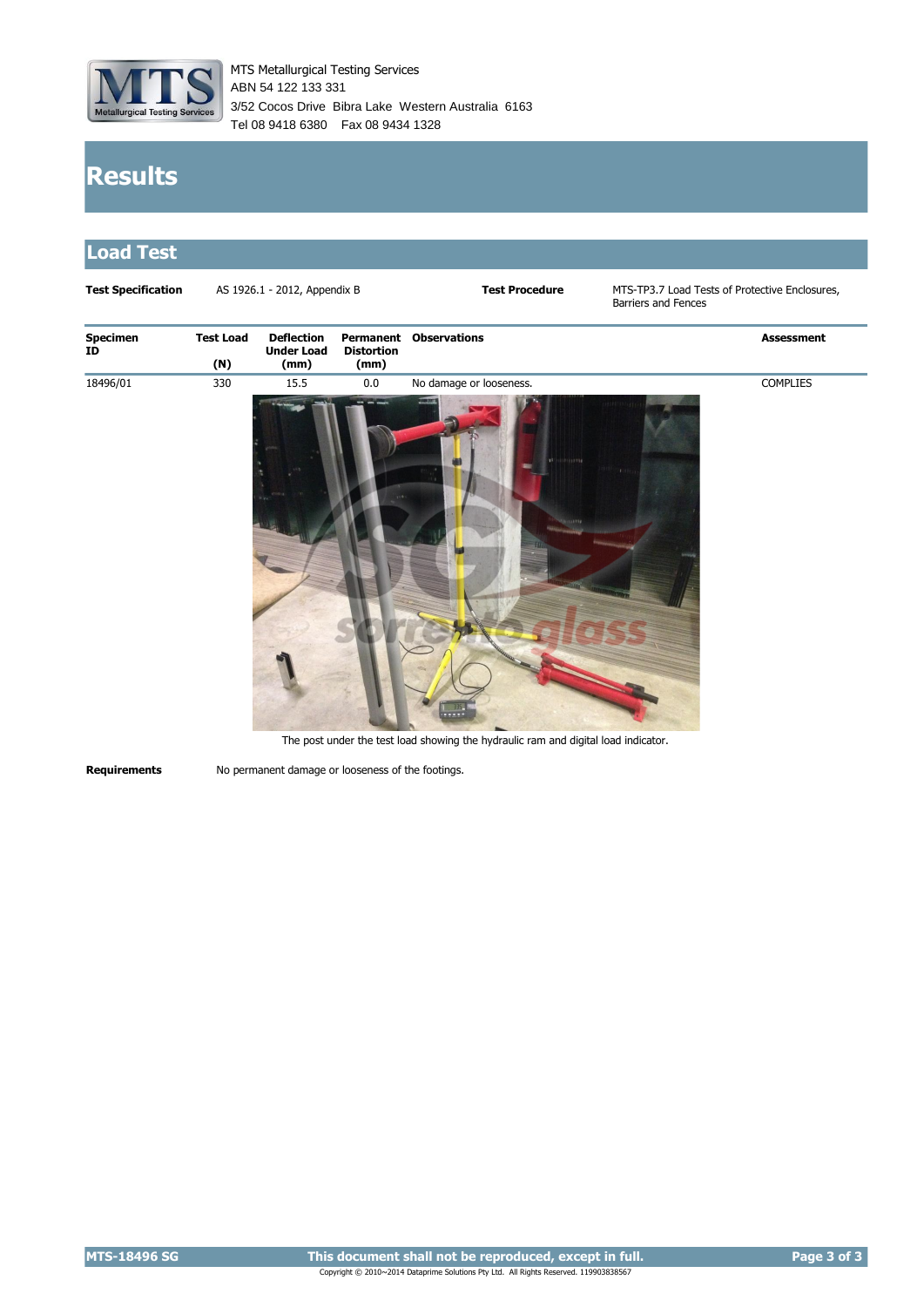MTS Metallurgical Testing Services
ABN 54 122 133 331
3/52 Cocos Drive Bibra Lake Western Australia 6163
Tel 08 9418 6380 Fax 08 9434 1328

# Results

## Load Test

**Test Specification** AS 1926.1 - 2012, Appendix B

**Test Procedure** MTS-TP3.7 Load Tests of Protective Enclosures, Barriers and Fences

| Specimen ID | Test Load (N) | Deflection Under Load (mm) | Permanent Distortion (mm) | Observations | Assessment |
|---|---|---|---|---|---|
| 18496/01 | 330 | 15.5 | 0.0 | No damage or looseness. | COMPLIES |

The post under the test load showing the hydraulic ram and digital load indicator.

**Requirements** No permanent damage or looseness of the footings.

MTS-18496 SG

This document shall not be reproduced, except in full.

Copyright © 2010~2014 Dataprime Solutions Pty Ltd. All Rights Reserved. 119903838567